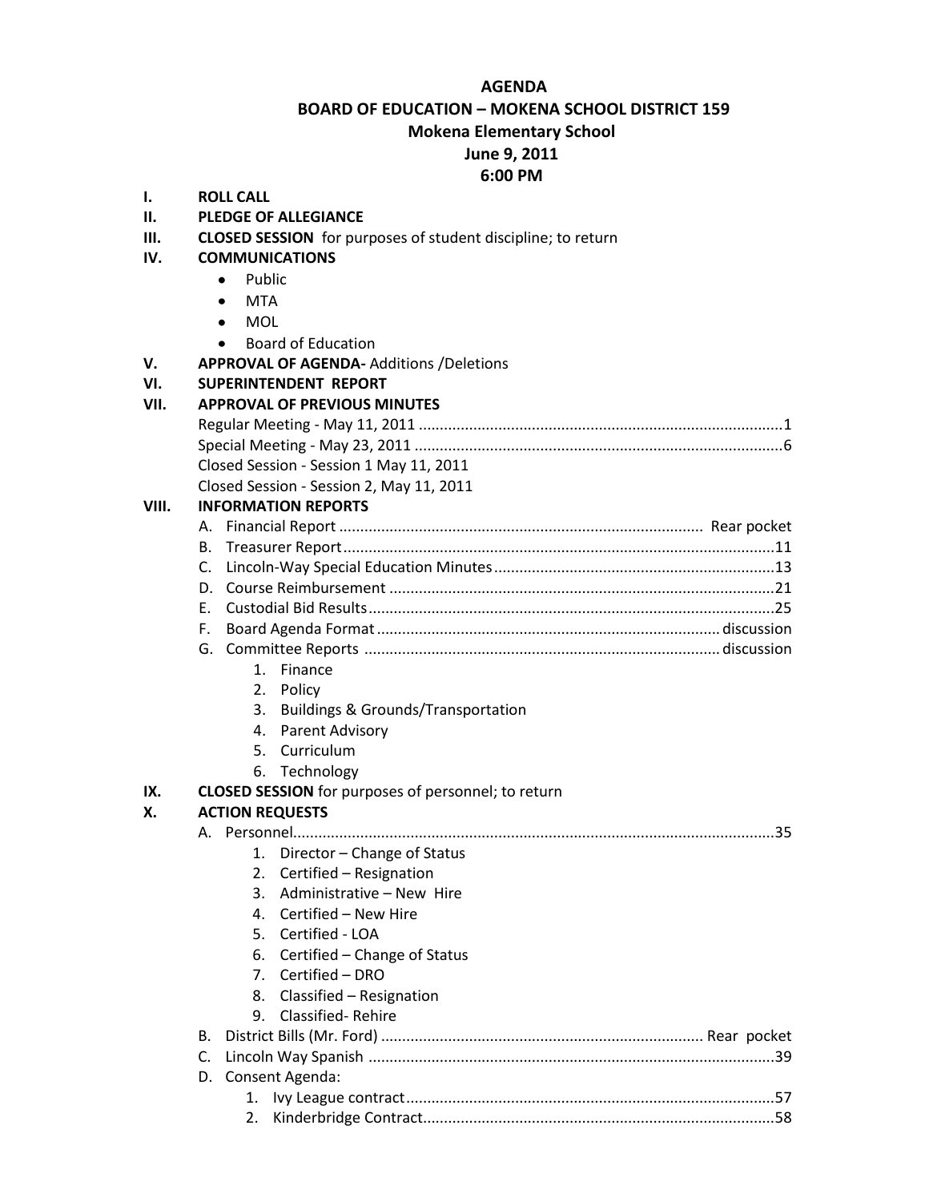# AGENDA

## BOARD OF EDUCATION – MOKENA SCHOOL DISTRICT 159

### Mokena Elementary School

### June 9, 2011

### 6:00 PM

**I. ROLL CALL**

**II. PLEDGE OF ALLEGIANCE**

**III. CLOSED SESSION** for purposes of student discipline; to return

**IV. COMMUNICATIONS**

- Public
- MTA
- MOL
- Board of Education

**V. APPROVAL OF AGENDA-** Additions /Deletions

**VI. SUPERINTENDENT REPORT**

**VII. APPROVAL OF PREVIOUS MINUTES**

Regular Meeting - May 11, 2011 .......................................................................................1
Special Meeting - May 23, 2011 .......................................................................................6
Closed Session - Session 1 May 11, 2011
Closed Session - Session 2, May 11, 2011

**VIII. INFORMATION REPORTS**

A. Financial Report ............................................................................................ Rear pocket
B. Treasurer Report .......................................................................................................11
C. Lincoln-Way Special Education Minutes ..................................................................13
D. Course Reimbursement ..............................................................................................21
E. Custodial Bid Results .................................................................................................25
F. Board Agenda Format ........................................................................................ discussion
G. Committee Reports ............................................................................................ discussion
   1. Finance
   2. Policy
   3. Buildings & Grounds/Transportation
   4. Parent Advisory
   5. Curriculum
   6. Technology

**IX. CLOSED SESSION** for purposes of personnel; to return

**X. ACTION REQUESTS**

A. Personnel.....................................................................................................................35
   1. Director – Change of Status
   2. Certified – Resignation
   3. Administrative – New Hire
   4. Certified – New Hire
   5. Certified - LOA
   6. Certified – Change of Status
   7. Certified – DRO
   8. Classified – Resignation
   9. Classified- Rehire
B. District Bills (Mr. Ford) ...................................................................................... Rear pocket
C. Lincoln Way Spanish .................................................................................................39
D. Consent Agenda:
   1. Ivy League contract.................................................................................................57
   2. Kinderbridge Contract.............................................................................................58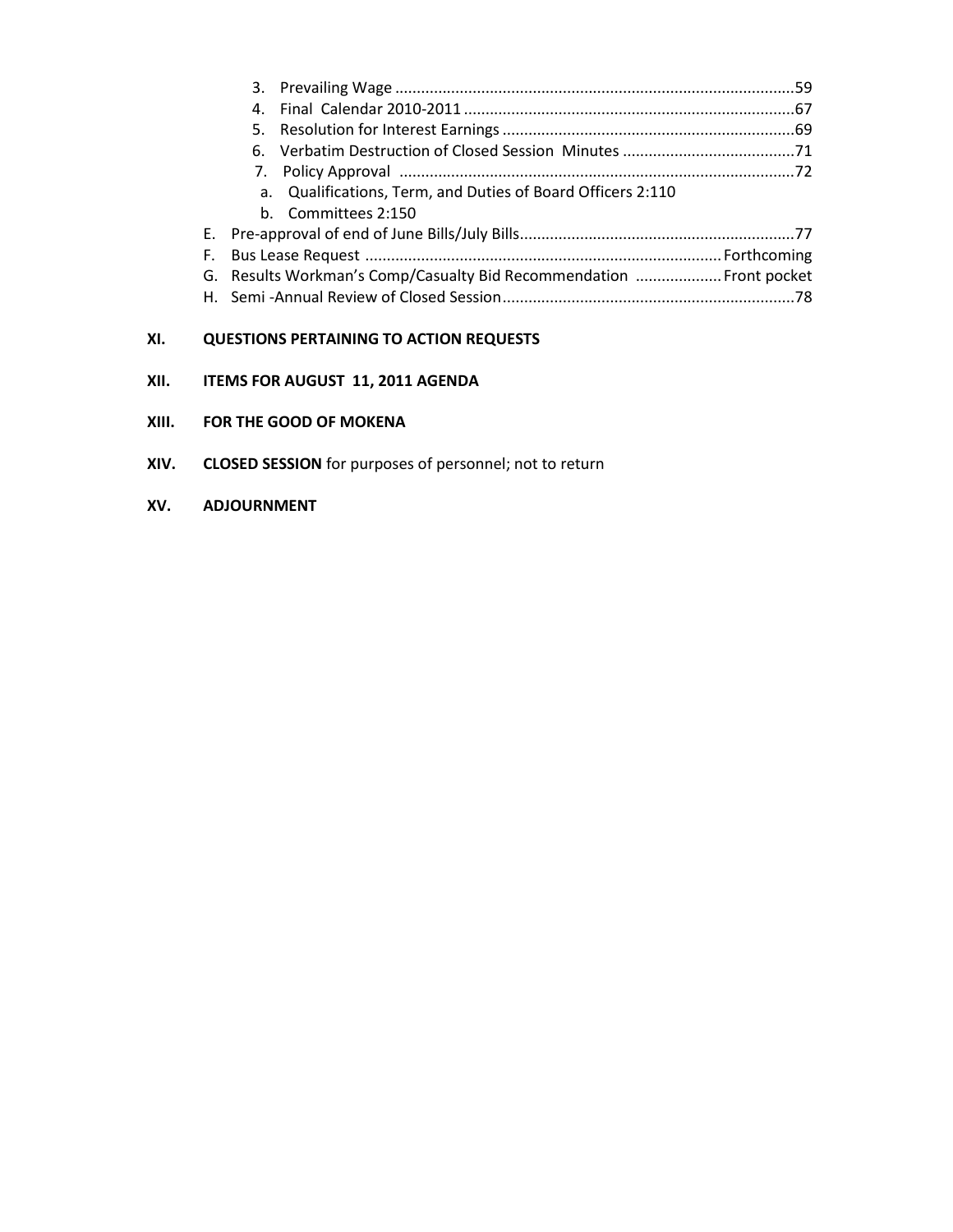3. Prevailing Wage ............................................................................................59
4. Final Calendar 2010-2011 ............................................................................67
5. Resolution for Interest Earnings ....................................................................69
6. Verbatim Destruction of Closed Session Minutes ........................................71
7. Policy Approval ...........................................................................................72
   a. Qualifications, Term, and Duties of Board Officers 2:110
   b. Committees 2:150

E. Pre-approval of end of June Bills/July Bills...............................................................77
F. Bus Lease Request .................................................................................Forthcoming
G. Results Workman's Comp/Casualty Bid Recommendation ....................Front pocket
H. Semi -Annual Review of Closed Session...................................................................78

**XI. QUESTIONS PERTAINING TO ACTION REQUESTS**

**XII. ITEMS FOR AUGUST 11, 2011 AGENDA**

**XIII. FOR THE GOOD OF MOKENA**

**XIV. CLOSED SESSION** for purposes of personnel; not to return

**XV. ADJOURNMENT**